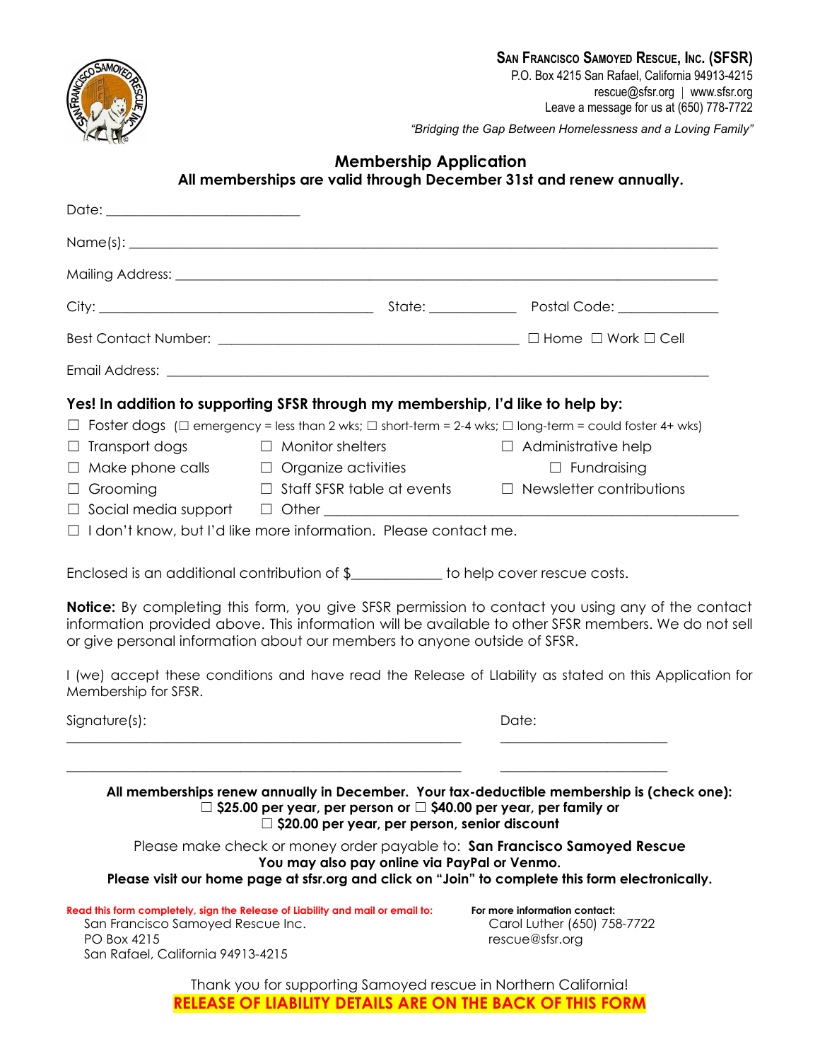**San Francisco Samoyed Rescue, Inc. (SFSR)**
P.O. Box 4215 San Rafael, California 94913-4215
rescue@sfsr.org | www.sfsr.org
Leave a message for us at (650) 778-7722

*"Bridging the Gap Between Homelessness and a Loving Family"*

## Membership Application

**All memberships are valid through December 31st and renew annually.**

Date: ___________________________

Name(s): ___________________________________________________________________________________

Mailing Address: ______________________________________________________________________________

City: ______________________________________ State: ____________ Postal Code: ______________

Best Contact Number: __________________________________________ ☐ Home ☐ Work ☐ Cell

Email Address: ________________________________________________________________________________

**Yes! In addition to supporting SFSR through my membership, I'd like to help by:**

☐ Foster dogs (☐ emergency = less than 2 wks; ☐ short-term = 2-4 wks; ☐ long-term = could foster 4+ wks)

☐ Transport dogs ☐ Monitor shelters ☐ Administrative help

☐ Make phone calls ☐ Organize activities ☐ Fundraising

☐ Grooming ☐ Staff SFSR table at events ☐ Newsletter contributions

☐ Social media support ☐ Other ___________________________________________________________

☐ I don't know, but I'd like more information. Please contact me.

Enclosed is an additional contribution of $____________ to help cover rescue costs.

**Notice:** By completing this form, you give SFSR permission to contact you using any of the contact information provided above. This information will be available to other SFSR members. We do not sell or give personal information about our members to anyone outside of SFSR.

I (we) accept these conditions and have read the Release of LIability as stated on this Application for Membership for SFSR.

Signature(s): Date:

_______________________________________________________ ________________________

_______________________________________________________ ________________________

**All memberships renew annually in December. Your tax-deductible membership is (check one):**
**☐ $25.00 per year, per person or ☐ $40.00 per year, per family or**
**☐ $20.00 per year, per person, senior discount**

Please make check or money order payable to: **San Francisco Samoyed Rescue**
**You may also pay online via PayPal or Venmo.**
**Please visit our home page at sfsr.org and click on "Join" to complete this form electronically.**

**Read this form completely, sign the Release of Liability and mail or email to:**
San Francisco Samoyed Rescue Inc.
PO Box 4215
San Rafael, California 94913-4215

**For more information contact:**
Carol Luther (650) 758-7722
rescue@sfsr.org

Thank you for supporting Samoyed rescue in Northern California!

**RELEASE OF LIABILITY DETAILS ARE ON THE BACK OF THIS FORM**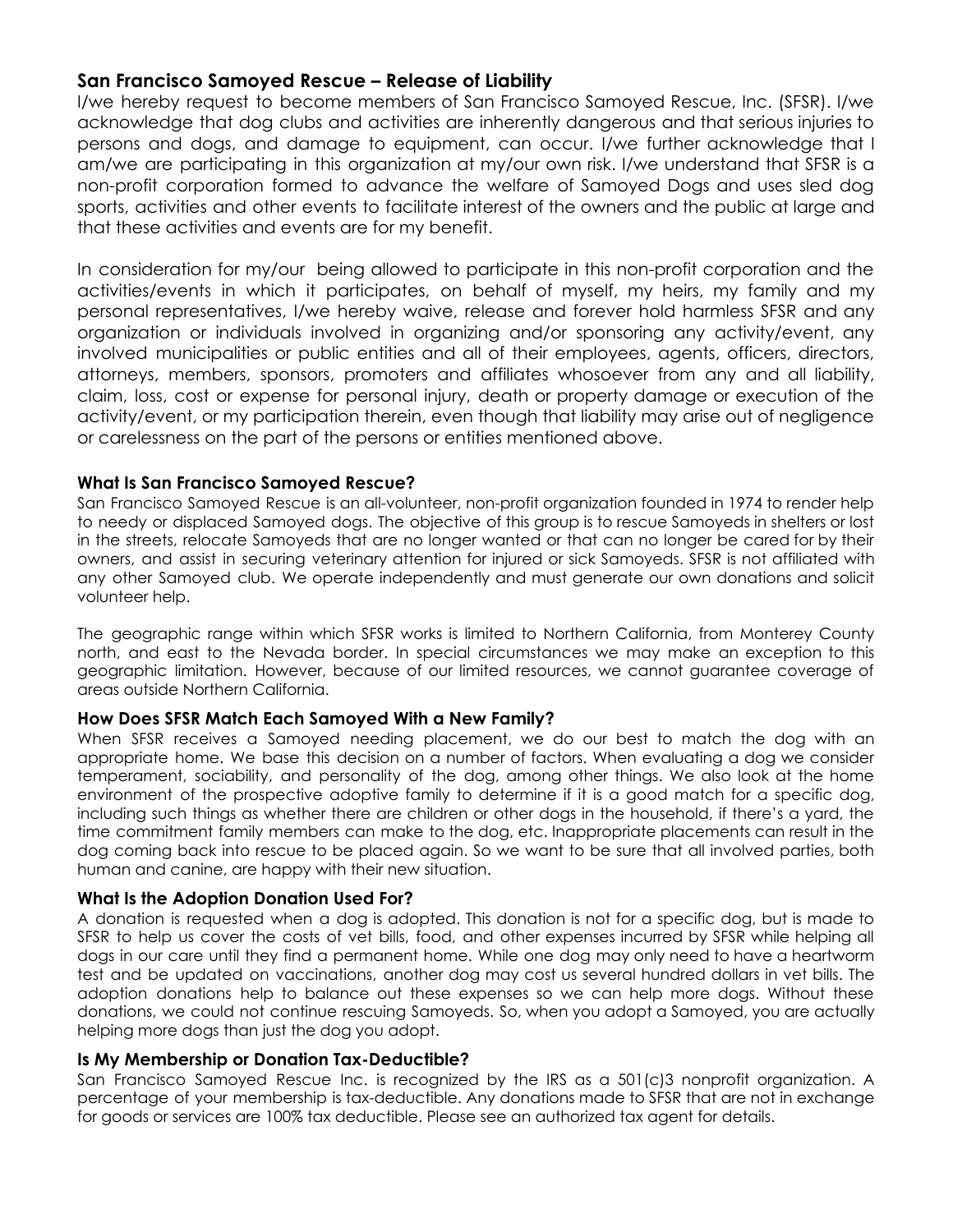## San Francisco Samoyed Rescue – Release of Liability

I/we hereby request to become members of San Francisco Samoyed Rescue, Inc. (SFSR). I/we acknowledge that dog clubs and activities are inherently dangerous and that serious injuries to persons and dogs, and damage to equipment, can occur. I/we further acknowledge that I am/we are participating in this organization at my/our own risk. I/we understand that SFSR is a non-profit corporation formed to advance the welfare of Samoyed Dogs and uses sled dog sports, activities and other events to facilitate interest of the owners and the public at large and that these activities and events are for my benefit.

In consideration for my/our being allowed to participate in this non-profit corporation and the activities/events in which it participates, on behalf of myself, my heirs, my family and my personal representatives, I/we hereby waive, release and forever hold harmless SFSR and any organization or individuals involved in organizing and/or sponsoring any activity/event, any involved municipalities or public entities and all of their employees, agents, officers, directors, attorneys, members, sponsors, promoters and affiliates whosoever from any and all liability, claim, loss, cost or expense for personal injury, death or property damage or execution of the activity/event, or my participation therein, even though that liability may arise out of negligence or carelessness on the part of the persons or entities mentioned above.

### What Is San Francisco Samoyed Rescue?

San Francisco Samoyed Rescue is an all-volunteer, non-profit organization founded in 1974 to render help to needy or displaced Samoyed dogs. The objective of this group is to rescue Samoyeds in shelters or lost in the streets, relocate Samoyeds that are no longer wanted or that can no longer be cared for by their owners, and assist in securing veterinary attention for injured or sick Samoyeds. SFSR is not affiliated with any other Samoyed club. We operate independently and must generate our own donations and solicit volunteer help.

The geographic range within which SFSR works is limited to Northern California, from Monterey County north, and east to the Nevada border. In special circumstances we may make an exception to this geographic limitation. However, because of our limited resources, we cannot guarantee coverage of areas outside Northern California.

### How Does SFSR Match Each Samoyed With a New Family?

When SFSR receives a Samoyed needing placement, we do our best to match the dog with an appropriate home. We base this decision on a number of factors. When evaluating a dog we consider temperament, sociability, and personality of the dog, among other things. We also look at the home environment of the prospective adoptive family to determine if it is a good match for a specific dog, including such things as whether there are children or other dogs in the household, if there's a yard, the time commitment family members can make to the dog, etc. Inappropriate placements can result in the dog coming back into rescue to be placed again. So we want to be sure that all involved parties, both human and canine, are happy with their new situation.

### What Is the Adoption Donation Used For?

A donation is requested when a dog is adopted. This donation is not for a specific dog, but is made to SFSR to help us cover the costs of vet bills, food, and other expenses incurred by SFSR while helping all dogs in our care until they find a permanent home. While one dog may only need to have a heartworm test and be updated on vaccinations, another dog may cost us several hundred dollars in vet bills. The adoption donations help to balance out these expenses so we can help more dogs. Without these donations, we could not continue rescuing Samoyeds. So, when you adopt a Samoyed, you are actually helping more dogs than just the dog you adopt.

### Is My Membership or Donation Tax-Deductible?

San Francisco Samoyed Rescue Inc. is recognized by the IRS as a 501(c)3 nonprofit organization. A percentage of your membership is tax-deductible. Any donations made to SFSR that are not in exchange for goods or services are 100% tax deductible. Please see an authorized tax agent for details.